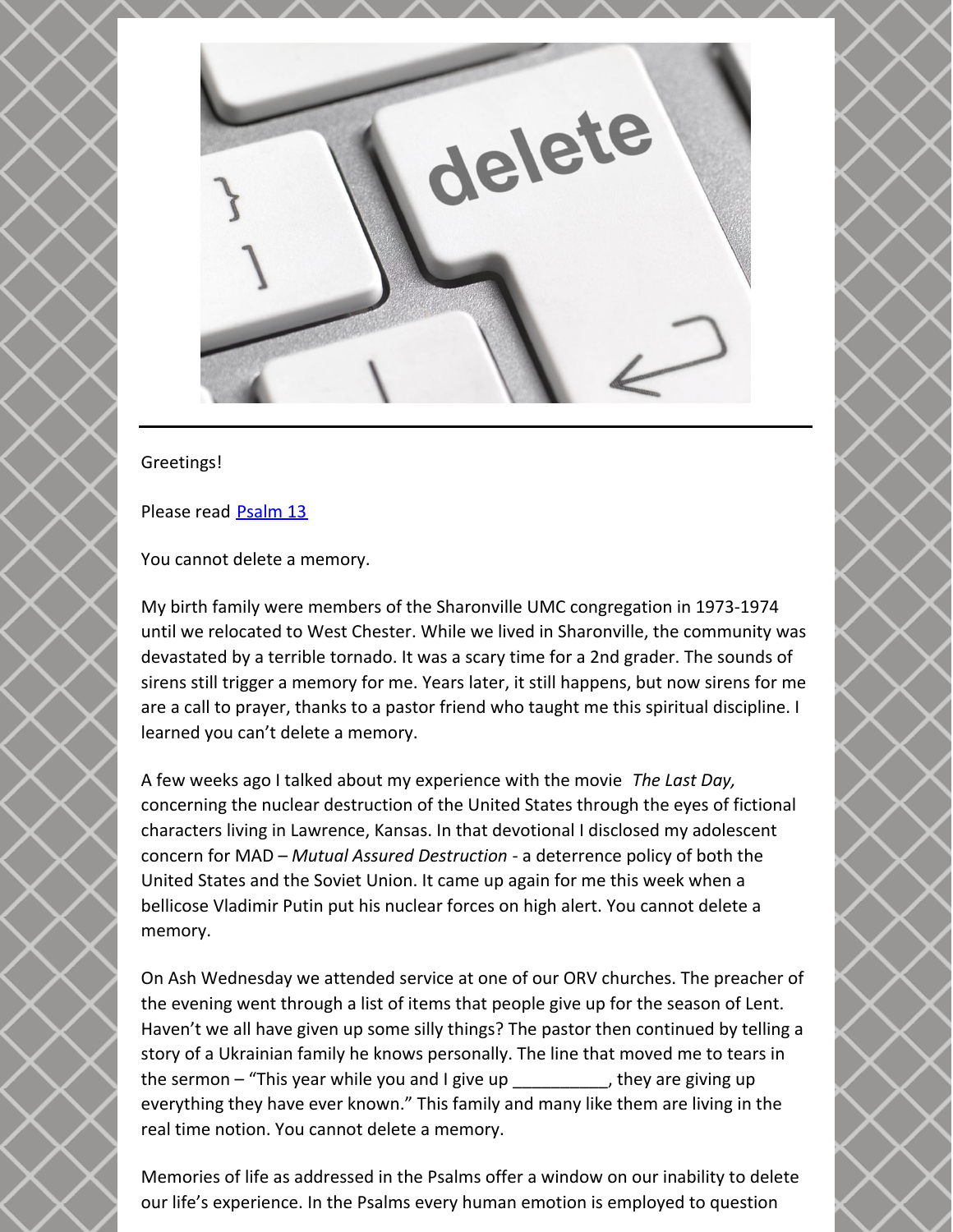Greetings!

Please read [Psalm 13](#)

You cannot delete a memory.

My birth family were members of the Sharonville UMC congregation in 1973-1974 until we relocated to West Chester. While we lived in Sharonville, the community was devastated by a terrible tornado. It was a scary time for a 2nd grader. The sounds of sirens still trigger a memory for me. Years later, it still happens, but now sirens for me are a call to prayer, thanks to a pastor friend who taught me this spiritual discipline. I learned you can't delete a memory.

A few weeks ago I talked about my experience with the movie *The Last Day,* concerning the nuclear destruction of the United States through the eyes of fictional characters living in Lawrence, Kansas. In that devotional I disclosed my adolescent concern for MAD – *Mutual Assured Destruction* - a deterrence policy of both the United States and the Soviet Union. It came up again for me this week when a bellicose Vladimir Putin put his nuclear forces on high alert. You cannot delete a memory.

On Ash Wednesday we attended service at one of our ORV churches. The preacher of the evening went through a list of items that people give up for the season of Lent. Haven't we all have given up some silly things? The pastor then continued by telling a story of a Ukrainian family he knows personally. The line that moved me to tears in the sermon – "This year while you and I give up __________, they are giving up everything they have ever known." This family and many like them are living in the real time notion. You cannot delete a memory.

Memories of life as addressed in the Psalms offer a window on our inability to delete our life's experience. In the Psalms every human emotion is employed to question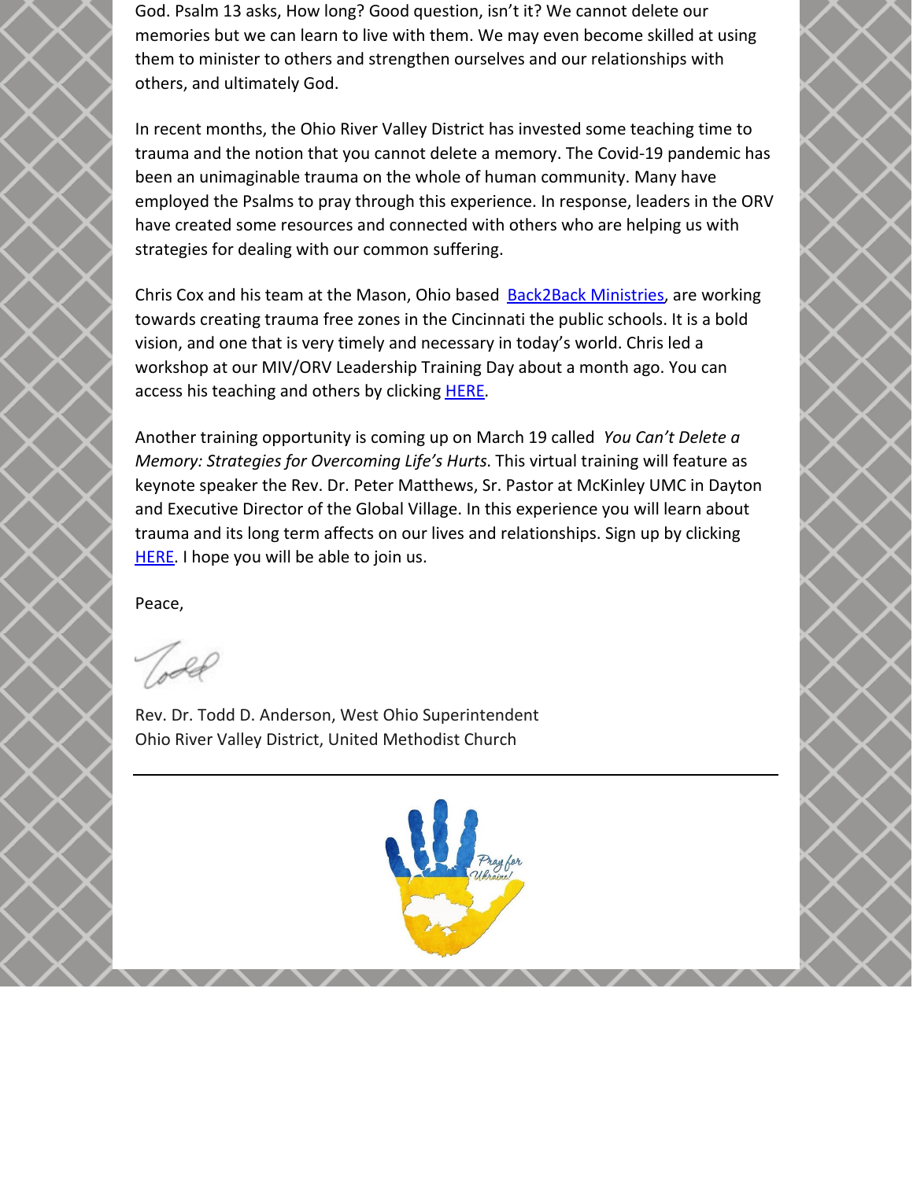God. Psalm 13 asks, How long? Good question, isn't it? We cannot delete our memories but we can learn to live with them. We may even become skilled at using them to minister to others and strengthen ourselves and our relationships with others, and ultimately God.

In recent months, the Ohio River Valley District has invested some teaching time to trauma and the notion that you cannot delete a memory. The Covid-19 pandemic has been an unimaginable trauma on the whole of human community. Many have employed the Psalms to pray through this experience. In response, leaders in the ORV have created some resources and connected with others who are helping us with strategies for dealing with our common suffering.

Chris Cox and his team at the Mason, Ohio based Back2Back Ministries, are working towards creating trauma free zones in the Cincinnati the public schools. It is a bold vision, and one that is very timely and necessary in today's world. Chris led a workshop at our MIV/ORV Leadership Training Day about a month ago. You can access his teaching and others by clicking HERE.

Another training opportunity is coming up on March 19 called *You Can't Delete a Memory: Strategies for Overcoming Life's Hurts*. This virtual training will feature as keynote speaker the Rev. Dr. Peter Matthews, Sr. Pastor at McKinley UMC in Dayton and Executive Director of the Global Village. In this experience you will learn about trauma and its long term affects on our lives and relationships. Sign up by clicking HERE. I hope you will be able to join us.

Peace,

Todd

Rev. Dr. Todd D. Anderson, West Ohio Superintendent
Ohio River Valley District, United Methodist Church

---

Pray for Ukraine!